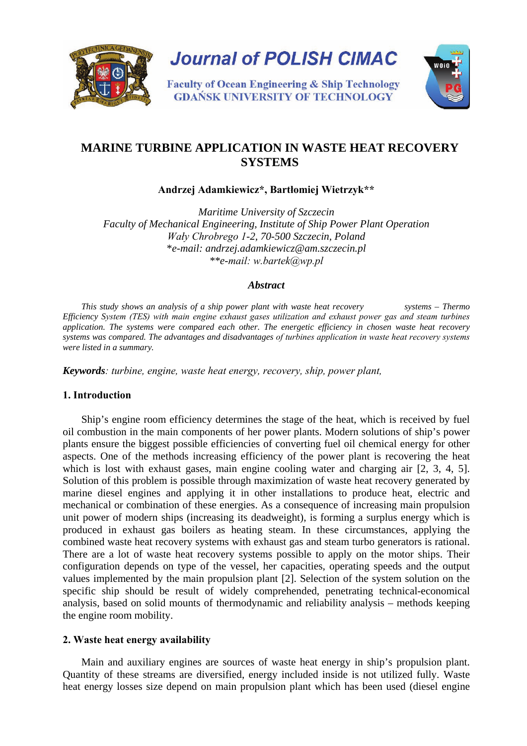# MARINE TURBINE APPLICATION IN WASTE HEAT RECOVERY SYSTEMS

**Andrzej Adamkiewicz\*, Bartłomiej Wietrzyk\*\***

*Maritime University of Szczecin*
*Faculty of Mechanical Engineering, Institute of Ship Power Plant Operation*
*Wały Chrobrego 1-2, 70-500 Szczecin, Poland*
*\*e-mail: andrzej.adamkiewicz@am.szczecin.pl*
*\*\*e-mail: w.bartek@wp.pl*

### *Abstract*

*This study shows an analysis of a ship power plant with waste heat recovery systems – Thermo Efficiency System (TES) with main engine exhaust gases utilization and exhaust power gas and steam turbines application. The systems were compared each other. The energetic efficiency in chosen waste heat recovery systems was compared. The advantages and disadvantages of turbines application in waste heat recovery systems were listed in a summary.*

***Keywords****: turbine, engine, waste heat energy, recovery, ship, power plant,*

## 1. Introduction

Ship's engine room efficiency determines the stage of the heat, which is received by fuel oil combustion in the main components of her power plants. Modern solutions of ship's power plants ensure the biggest possible efficiencies of converting fuel oil chemical energy for other aspects. One of the methods increasing efficiency of the power plant is recovering the heat which is lost with exhaust gases, main engine cooling water and charging air [2, 3, 4, 5]. Solution of this problem is possible through maximization of waste heat recovery generated by marine diesel engines and applying it in other installations to produce heat, electric and mechanical or combination of these energies. As a consequence of increasing main propulsion unit power of modern ships (increasing its deadweight), is forming a surplus energy which is produced in exhaust gas boilers as heating steam. In these circumstances, applying the combined waste heat recovery systems with exhaust gas and steam turbo generators is rational. There are a lot of waste heat recovery systems possible to apply on the motor ships. Their configuration depends on type of the vessel, her capacities, operating speeds and the output values implemented by the main propulsion plant [2]. Selection of the system solution on the specific ship should be result of widely comprehended, penetrating technical-economical analysis, based on solid mounts of thermodynamic and reliability analysis – methods keeping the engine room mobility.

## 2. Waste heat energy availability

Main and auxiliary engines are sources of waste heat energy in ship's propulsion plant. Quantity of these streams are diversified, energy included inside is not utilized fully. Waste heat energy losses size depend on main propulsion plant which has been used (diesel engine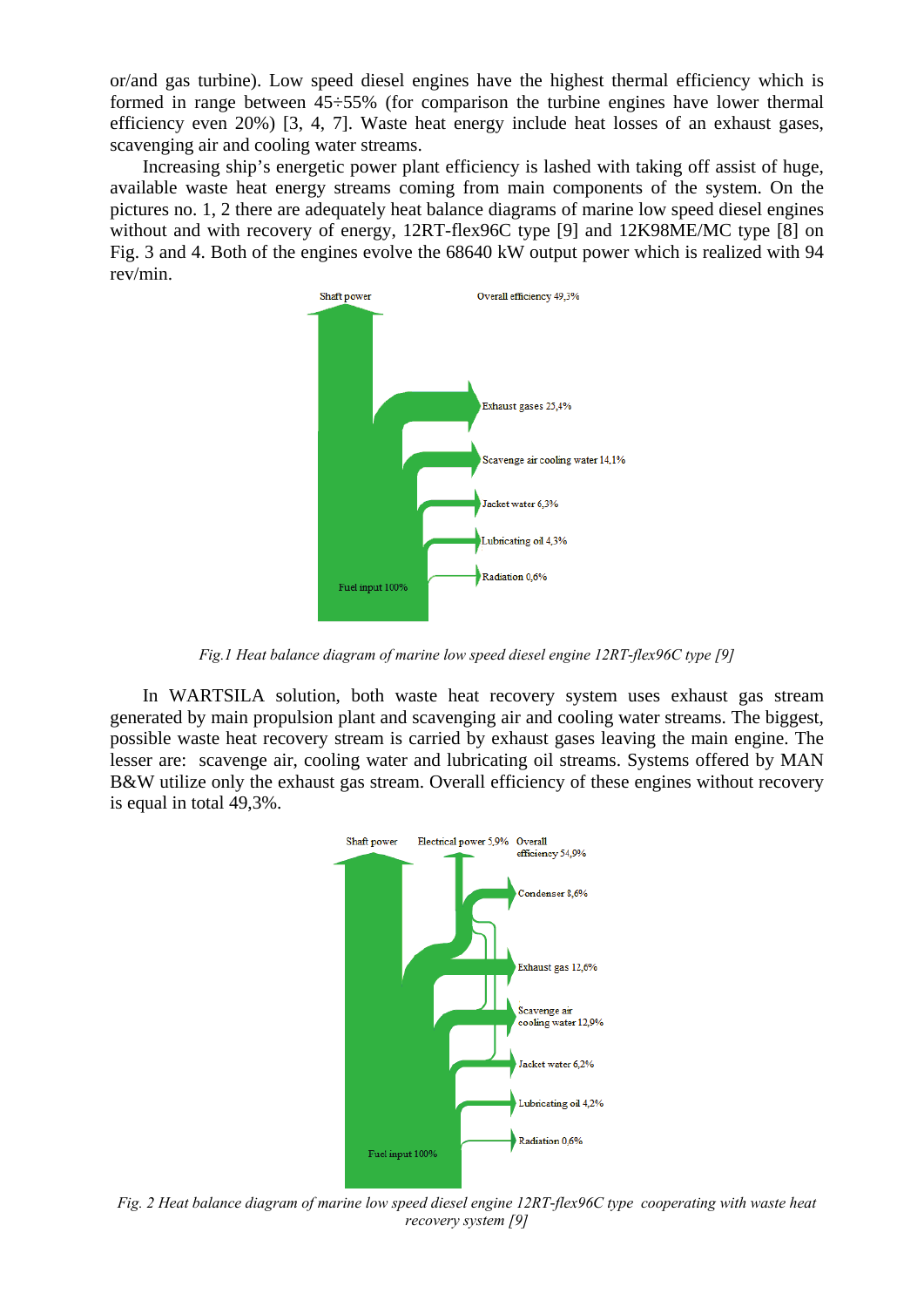or/and gas turbine). Low speed diesel engines have the highest thermal efficiency which is formed in range between 45÷55% (for comparison the turbine engines have lower thermal efficiency even 20%) [3, 4, 7]. Waste heat energy include heat losses of an exhaust gases, scavenging air and cooling water streams.

Increasing ship's energetic power plant efficiency is lashed with taking off assist of huge, available waste heat energy streams coming from main components of the system. On the pictures no. 1, 2 there are adequately heat balance diagrams of marine low speed diesel engines without and with recovery of energy, 12RT-flex96C type [9] and 12K98ME/MC type [8] on Fig. 3 and 4. Both of the engines evolve the 68640 kW output power which is realized with 94 rev/min.

*Fig.1 Heat balance diagram of marine low speed diesel engine 12RT-flex96C type [9]*

In WARTSILA solution, both waste heat recovery system uses exhaust gas stream generated by main propulsion plant and scavenging air and cooling water streams. The biggest, possible waste heat recovery stream is carried by exhaust gases leaving the main engine. The lesser are: scavenge air, cooling water and lubricating oil streams. Systems offered by MAN B&W utilize only the exhaust gas stream. Overall efficiency of these engines without recovery is equal in total 49,3%.

*Fig. 2 Heat balance diagram of marine low speed diesel engine 12RT-flex96C type cooperating with waste heat recovery system [9]*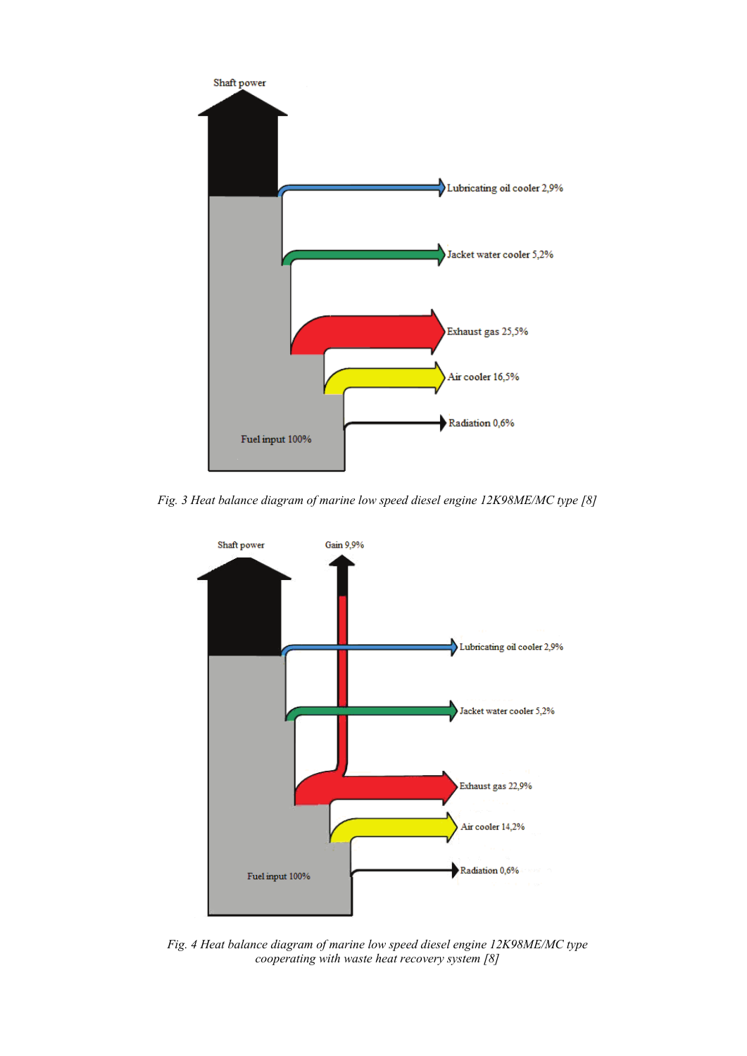Shaft power

Lubricating oil cooler 2,9%

Jacket water cooler 5,2%

Exhaust gas 25,5%

Air cooler 16,5%

Radiation 0,6%

Fuel input 100%

*Fig. 3 Heat balance diagram of marine low speed diesel engine 12K98ME/MC type [8]*

Shaft power

Gain 9,9%

Lubricating oil cooler 2,9%

Jacket water cooler 5,2%

Exhaust gas 22,9%

Air cooler 14,2%

Radiation 0,6%

Fuel input 100%

*Fig. 4 Heat balance diagram of marine low speed diesel engine 12K98ME/MC type cooperating with waste heat recovery system [8]*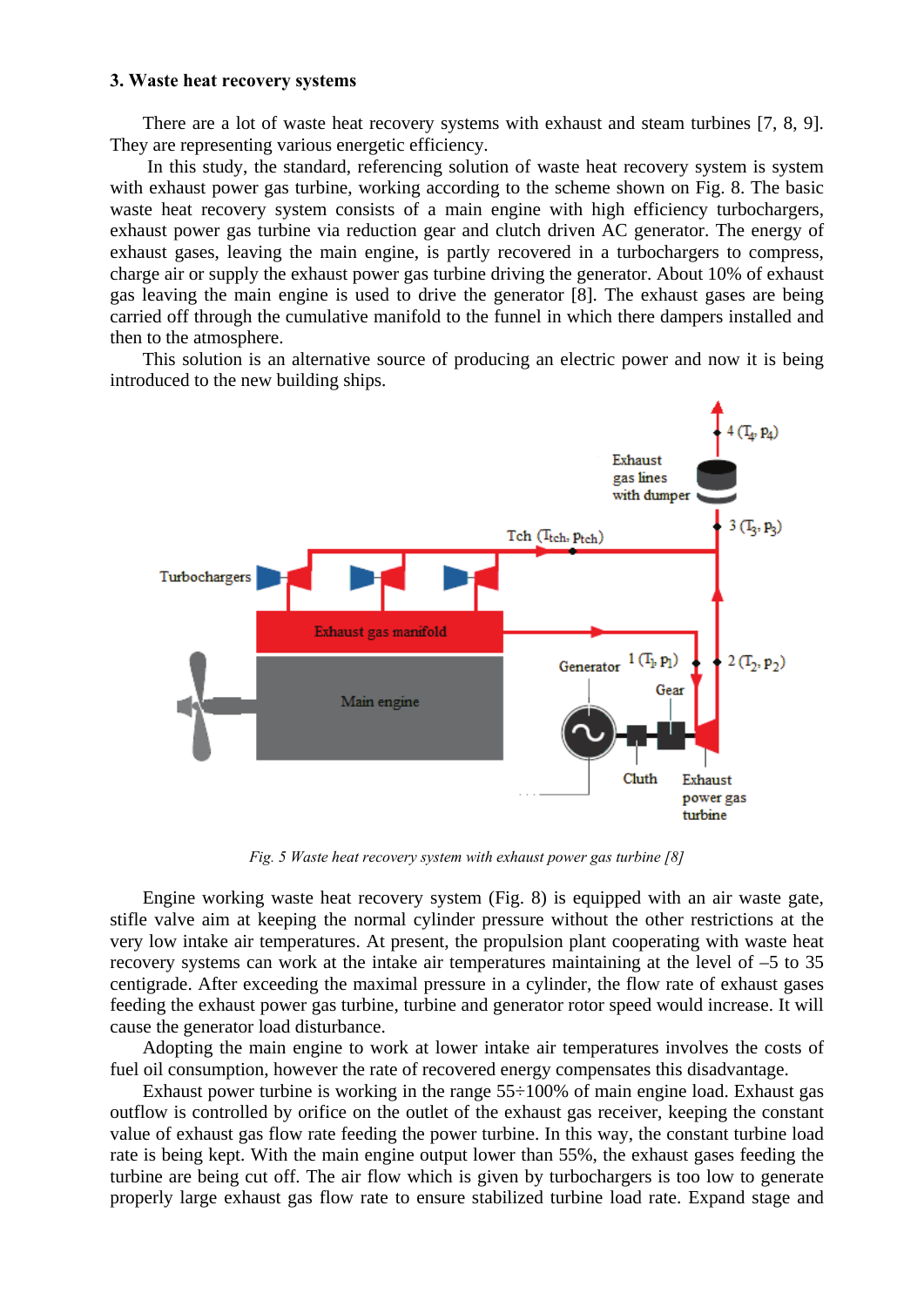### 3. Waste heat recovery systems

There are a lot of waste heat recovery systems with exhaust and steam turbines [7, 8, 9]. They are representing various energetic efficiency.

In this study, the standard, referencing solution of waste heat recovery system is system with exhaust power gas turbine, working according to the scheme shown on Fig. 8. The basic waste heat recovery system consists of a main engine with high efficiency turbochargers, exhaust power gas turbine via reduction gear and clutch driven AC generator. The energy of exhaust gases, leaving the main engine, is partly recovered in a turbochargers to compress, charge air or supply the exhaust power gas turbine driving the generator. About 10% of exhaust gas leaving the main engine is used to drive the generator [8]. The exhaust gases are being carried off through the cumulative manifold to the funnel in which there dampers installed and then to the atmosphere.

This solution is an alternative source of producing an electric power and now it is being introduced to the new building ships.

*Fig. 5 Waste heat recovery system with exhaust power gas turbine [8]*

Engine working waste heat recovery system (Fig. 8) is equipped with an air waste gate, stifle valve aim at keeping the normal cylinder pressure without the other restrictions at the very low intake air temperatures. At present, the propulsion plant cooperating with waste heat recovery systems can work at the intake air temperatures maintaining at the level of –5 to 35 centigrade. After exceeding the maximal pressure in a cylinder, the flow rate of exhaust gases feeding the exhaust power gas turbine, turbine and generator rotor speed would increase. It will cause the generator load disturbance.

Adopting the main engine to work at lower intake air temperatures involves the costs of fuel oil consumption, however the rate of recovered energy compensates this disadvantage.

Exhaust power turbine is working in the range 55÷100% of main engine load. Exhaust gas outflow is controlled by orifice on the outlet of the exhaust gas receiver, keeping the constant value of exhaust gas flow rate feeding the power turbine. In this way, the constant turbine load rate is being kept. With the main engine output lower than 55%, the exhaust gases feeding the turbine are being cut off. The air flow which is given by turbochargers is too low to generate properly large exhaust gas flow rate to ensure stabilized turbine load rate. Expand stage and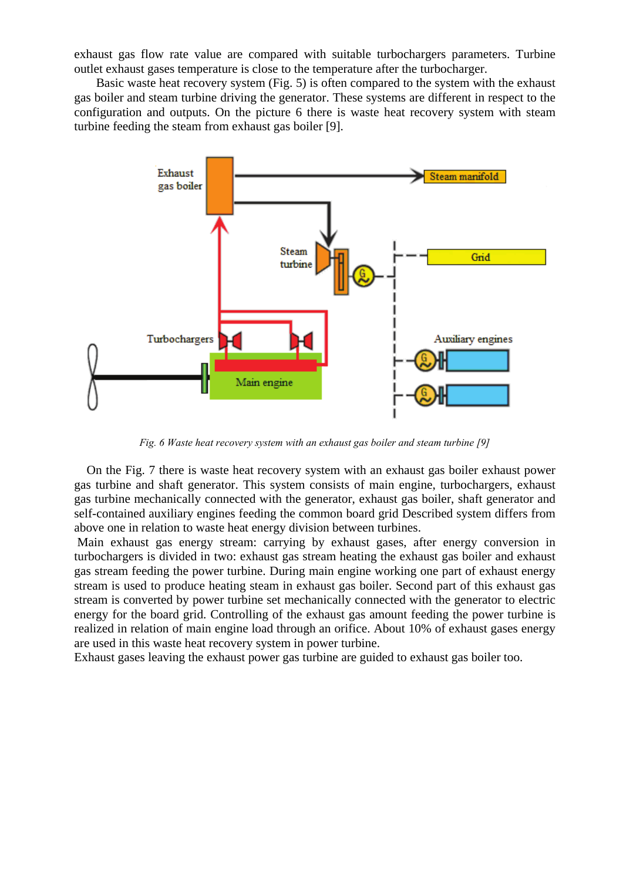exhaust gas flow rate value are compared with suitable turbochargers parameters. Turbine outlet exhaust gases temperature is close to the temperature after the turbocharger.

Basic waste heat recovery system (Fig. 5) is often compared to the system with the exhaust gas boiler and steam turbine driving the generator. These systems are different in respect to the configuration and outputs. On the picture 6 there is waste heat recovery system with steam turbine feeding the steam from exhaust gas boiler [9].

*Fig. 6 Waste heat recovery system with an exhaust gas boiler and steam turbine [9]*

On the Fig. 7 there is waste heat recovery system with an exhaust gas boiler exhaust power gas turbine and shaft generator. This system consists of main engine, turbochargers, exhaust gas turbine mechanically connected with the generator, exhaust gas boiler, shaft generator and self-contained auxiliary engines feeding the common board grid Described system differs from above one in relation to waste heat energy division between turbines.

Main exhaust gas energy stream: carrying by exhaust gases, after energy conversion in turbochargers is divided in two: exhaust gas stream heating the exhaust gas boiler and exhaust gas stream feeding the power turbine. During main engine working one part of exhaust energy stream is used to produce heating steam in exhaust gas boiler. Second part of this exhaust gas stream is converted by power turbine set mechanically connected with the generator to electric energy for the board grid. Controlling of the exhaust gas amount feeding the power turbine is realized in relation of main engine load through an orifice. About 10% of exhaust gases energy are used in this waste heat recovery system in power turbine.

Exhaust gases leaving the exhaust power gas turbine are guided to exhaust gas boiler too.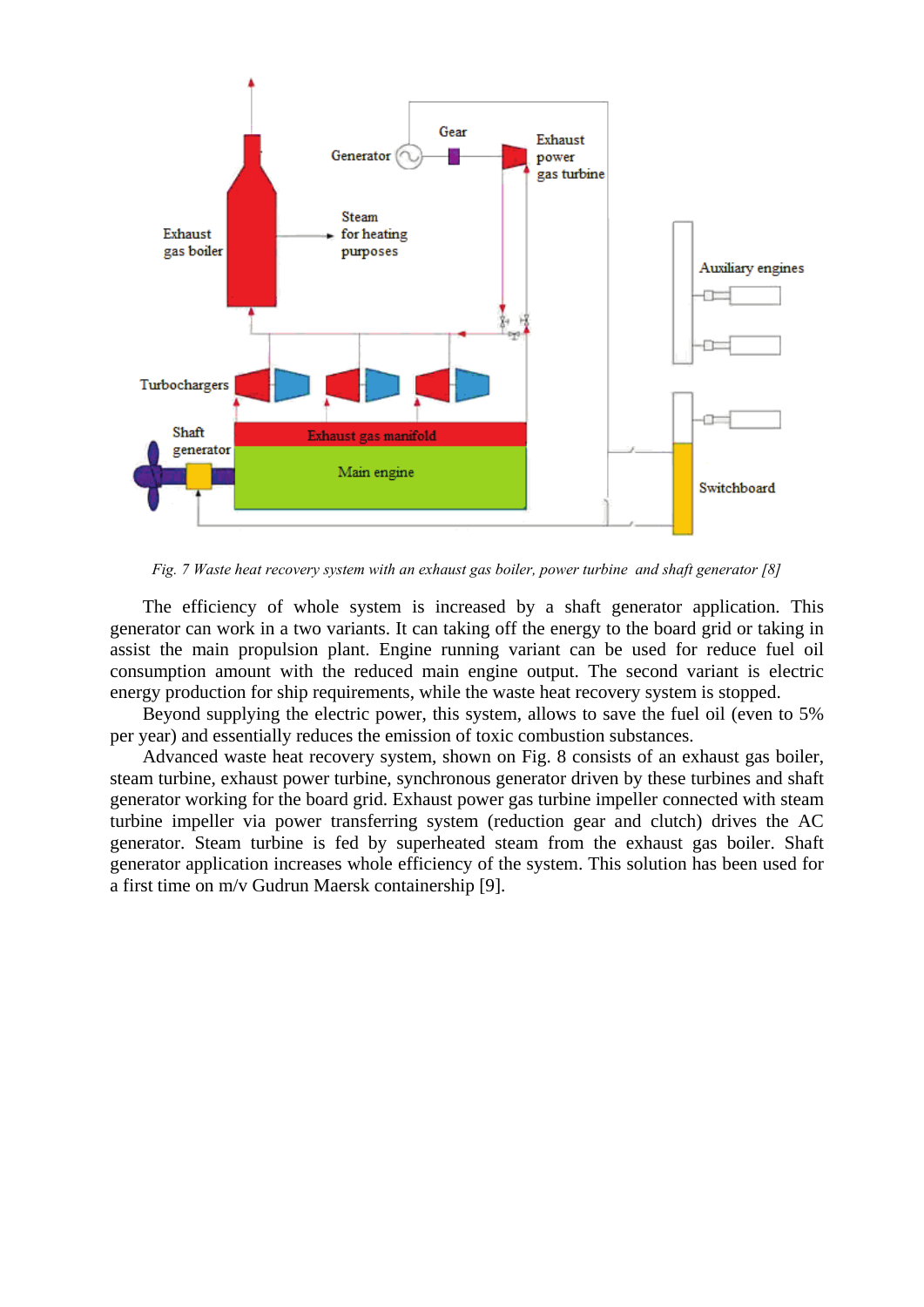*Fig. 7 Waste heat recovery system with an exhaust gas boiler, power turbine and shaft generator [8]*

The efficiency of whole system is increased by a shaft generator application. This generator can work in a two variants. It can taking off the energy to the board grid or taking in assist the main propulsion plant. Engine running variant can be used for reduce fuel oil consumption amount with the reduced main engine output. The second variant is electric energy production for ship requirements, while the waste heat recovery system is stopped.

Beyond supplying the electric power, this system, allows to save the fuel oil (even to 5% per year) and essentially reduces the emission of toxic combustion substances.

Advanced waste heat recovery system, shown on Fig. 8 consists of an exhaust gas boiler, steam turbine, exhaust power turbine, synchronous generator driven by these turbines and shaft generator working for the board grid. Exhaust power gas turbine impeller connected with steam turbine impeller via power transferring system (reduction gear and clutch) drives the AC generator. Steam turbine is fed by superheated steam from the exhaust gas boiler. Shaft generator application increases whole efficiency of the system. This solution has been used for a first time on m/v Gudrun Maersk containership [9].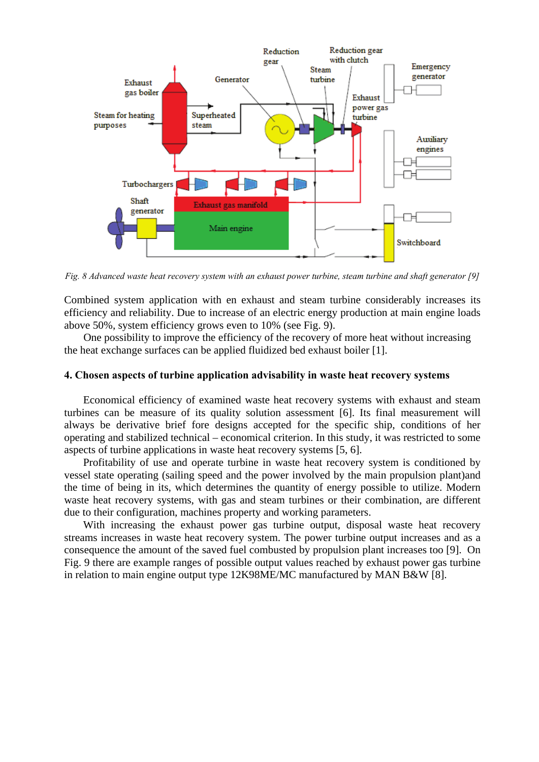*Fig. 8 Advanced waste heat recovery system with an exhaust power turbine, steam turbine and shaft generator [9]*

Combined system application with en exhaust and steam turbine considerably increases its efficiency and reliability. Due to increase of an electric energy production at main engine loads above 50%, system efficiency grows even to 10% (see Fig. 9).

One possibility to improve the efficiency of the recovery of more heat without increasing the heat exchange surfaces can be applied fluidized bed exhaust boiler [1].

## 4. Chosen aspects of turbine application advisability in waste heat recovery systems

Economical efficiency of examined waste heat recovery systems with exhaust and steam turbines can be measure of its quality solution assessment [6]. Its final measurement will always be derivative brief fore designs accepted for the specific ship, conditions of her operating and stabilized technical – economical criterion. In this study, it was restricted to some aspects of turbine applications in waste heat recovery systems [5, 6].

Profitability of use and operate turbine in waste heat recovery system is conditioned by vessel state operating (sailing speed and the power involved by the main propulsion plant)and the time of being in its, which determines the quantity of energy possible to utilize. Modern waste heat recovery systems, with gas and steam turbines or their combination, are different due to their configuration, machines property and working parameters.

With increasing the exhaust power gas turbine output, disposal waste heat recovery streams increases in waste heat recovery system. The power turbine output increases and as a consequence the amount of the saved fuel combusted by propulsion plant increases too [9]. On Fig. 9 there are example ranges of possible output values reached by exhaust power gas turbine in relation to main engine output type 12K98ME/MC manufactured by MAN B&W [8].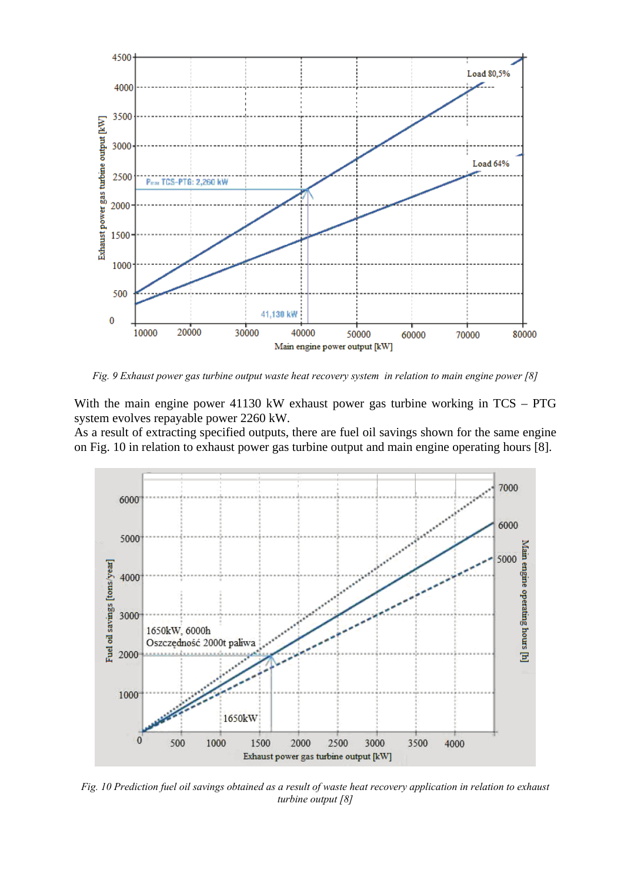*Fig. 9 Exhaust power gas turbine output waste heat recovery system in relation to main engine power [8]*

With the main engine power 41130 kW exhaust power gas turbine working in TCS – PTG system evolves repayable power 2260 kW.

As a result of extracting specified outputs, there are fuel oil savings shown for the same engine on Fig. 10 in relation to exhaust power gas turbine output and main engine operating hours [8].

*Fig. 10 Prediction fuel oil savings obtained as a result of waste heat recovery application in relation to exhaust turbine output [8]*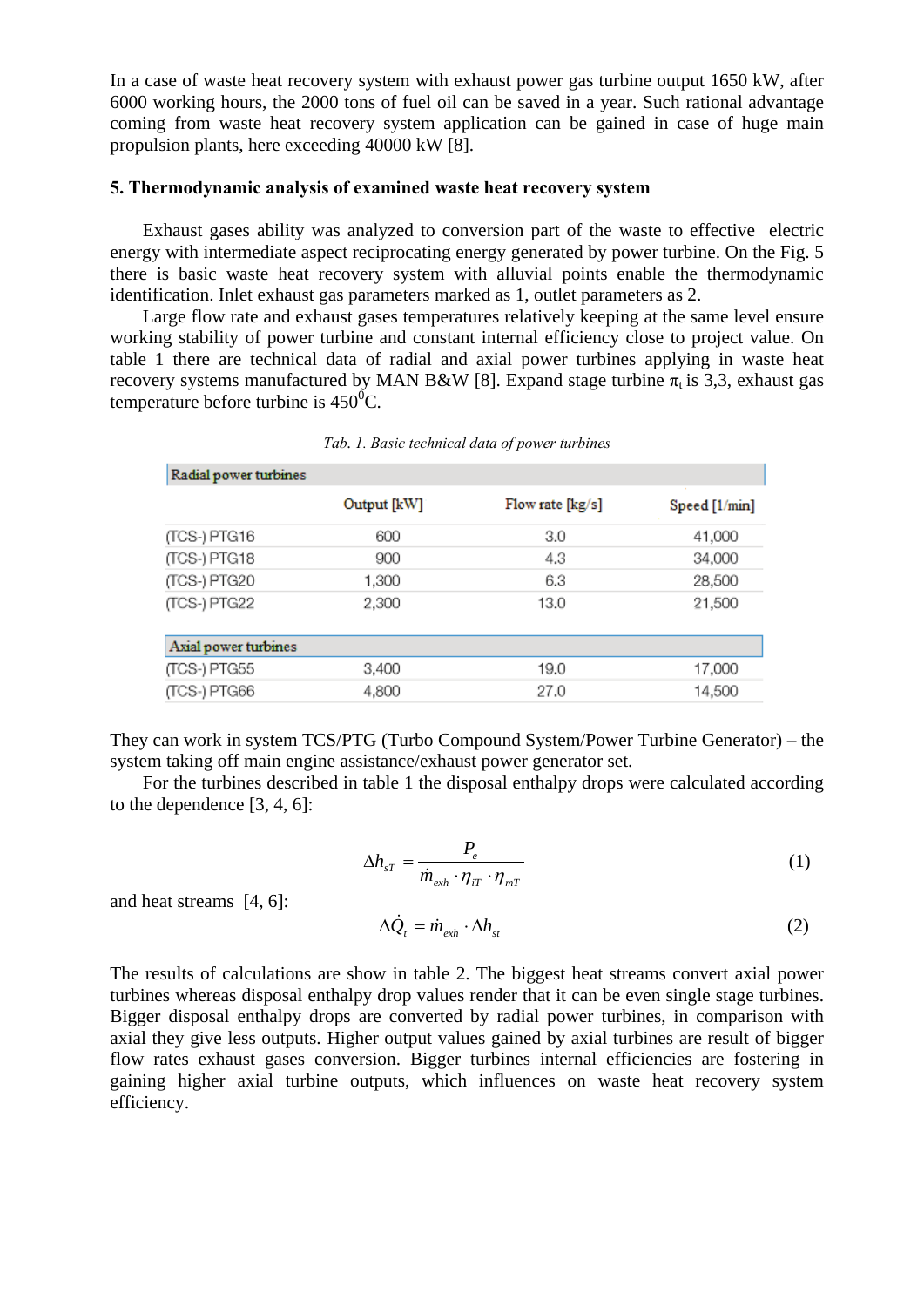In a case of waste heat recovery system with exhaust power gas turbine output 1650 kW, after 6000 working hours, the 2000 tons of fuel oil can be saved in a year. Such rational advantage coming from waste heat recovery system application can be gained in case of huge main propulsion plants, here exceeding 40000 kW [8].

## 5. Thermodynamic analysis of examined waste heat recovery system

Exhaust gases ability was analyzed to conversion part of the waste to effective electric energy with intermediate aspect reciprocating energy generated by power turbine. On the Fig. 5 there is basic waste heat recovery system with alluvial points enable the thermodynamic identification. Inlet exhaust gas parameters marked as 1, outlet parameters as 2.

Large flow rate and exhaust gases temperatures relatively keeping at the same level ensure working stability of power turbine and constant internal efficiency close to project value. On table 1 there are technical data of radial and axial power turbines applying in waste heat recovery systems manufactured by MAN B&W [8]. Expand stage turbine $\pi_t$ is 3,3, exhaust gas temperature before turbine is $450^0$C.

*Tab. 1. Basic technical data of power turbines*

| Radial power turbines | | | |
|---|---|---|---|
| | Output [kW] | Flow rate [kg/s] | Speed [1/min] |
| (TCS-) PTG16 | 600 | 3.0 | 41,000 |
| (TCS-) PTG18 | 900 | 4.3 | 34,000 |
| (TCS-) PTG20 | 1,300 | 6.3 | 28,500 |
| (TCS-) PTG22 | 2,300 | 13.0 | 21,500 |
| **Axial power turbines** | | | |
| (TCS-) PTG55 | 3,400 | 19.0 | 17,000 |
| (TCS-) PTG66 | 4,800 | 27.0 | 14,500 |

They can work in system TCS/PTG (Turbo Compound System/Power Turbine Generator) – the system taking off main engine assistance/exhaust power generator set.

For the turbines described in table 1 the disposal enthalpy drops were calculated according to the dependence [3, 4, 6]:

$$\Delta h_{sT} = \frac{P_e}{\dot{m}_{exh} \cdot \eta_{iT} \cdot \eta_{mT}} \tag{1}$$

and heat streams [4, 6]:

$$\Delta \dot{Q}_t = \dot{m}_{exh} \cdot \Delta h_{st} \tag{2}$$

The results of calculations are show in table 2. The biggest heat streams convert axial power turbines whereas disposal enthalpy drop values render that it can be even single stage turbines. Bigger disposal enthalpy drops are converted by radial power turbines, in comparison with axial they give less outputs. Higher output values gained by axial turbines are result of bigger flow rates exhaust gases conversion. Bigger turbines internal efficiencies are fostering in gaining higher axial turbine outputs, which influences on waste heat recovery system efficiency.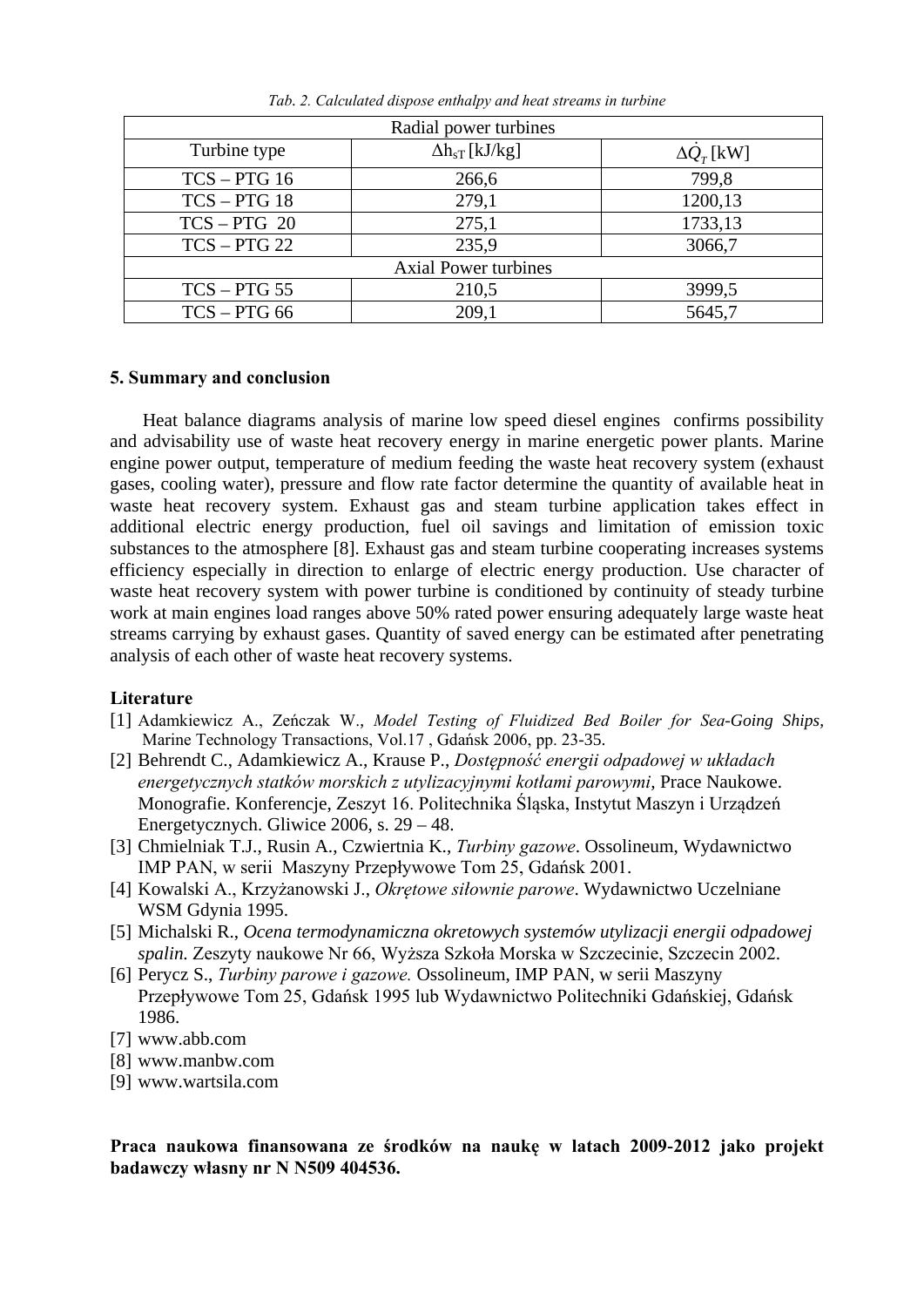*Tab. 2. Calculated dispose enthalpy and heat streams in turbine*

| Radial power turbines | | |
|---|---|---|
| Turbine type | $\Delta h_{sT}$ [kJ/kg] | $\Delta \dot{Q}_T$ [kW] |
| TCS – PTG 16 | 266,6 | 799,8 |
| TCS – PTG 18 | 279,1 | 1200,13 |
| TCS – PTG 20 | 275,1 | 1733,13 |
| TCS – PTG 22 | 235,9 | 3066,7 |
| Axial Power turbines | | |
| TCS – PTG 55 | 210,5 | 3999,5 |
| TCS – PTG 66 | 209,1 | 5645,7 |

## 5. Summary and conclusion

Heat balance diagrams analysis of marine low speed diesel engines confirms possibility and advisability use of waste heat recovery energy in marine energetic power plants. Marine engine power output, temperature of medium feeding the waste heat recovery system (exhaust gases, cooling water), pressure and flow rate factor determine the quantity of available heat in waste heat recovery system. Exhaust gas and steam turbine application takes effect in additional electric energy production, fuel oil savings and limitation of emission toxic substances to the atmosphere [8]. Exhaust gas and steam turbine cooperating increases systems efficiency especially in direction to enlarge of electric energy production. Use character of waste heat recovery system with power turbine is conditioned by continuity of steady turbine work at main engines load ranges above 50% rated power ensuring adequately large waste heat streams carrying by exhaust gases. Quantity of saved energy can be estimated after penetrating analysis of each other of waste heat recovery systems.

## Literature

[1] Adamkiewicz A., Zeńczak W., *Model Testing of Fluidized Bed Boiler for Sea-Going Ships,* Marine Technology Transactions, Vol.17 , Gdańsk 2006, pp. 23-35.
[2] Behrendt C., Adamkiewicz A., Krause P., *Dostępność energii odpadowej w układach energetycznych statków morskich z utylizacyjnymi kotłami parowymi*, Prace Naukowe. Monografie. Konferencje, Zeszyt 16. Politechnika Śląska, Instytut Maszyn i Urządzeń Energetycznych. Gliwice 2006, s. 29 – 48.
[3] Chmielniak T.J., Rusin A., Czwiertnia K., *Turbiny gazowe*. Ossolineum, Wydawnictwo IMP PAN, w serii Maszyny Przepływowe Tom 25, Gdańsk 2001.
[4] Kowalski A., Krzyżanowski J., *Okrętowe siłownie parowe*. Wydawnictwo Uczelniane WSM Gdynia 1995.
[5] Michalski R., *Ocena termodynamiczna okretowych systemów utylizacji energii odpadowej spalin.* Zeszyty naukowe Nr 66, Wyższa Szkoła Morska w Szczecinie, Szczecin 2002.
[6] Perycz S., *Turbiny parowe i gazowe.* Ossolineum, IMP PAN, w serii Maszyny Przepływowe Tom 25, Gdańsk 1995 lub Wydawnictwo Politechniki Gdańskiej, Gdańsk 1986.
[7] www.abb.com
[8] www.manbw.com
[9] www.wartsila.com

**Praca naukowa finansowana ze środków na naukę w latach 2009-2012 jako projekt badawczy własny nr N N509 404536.**